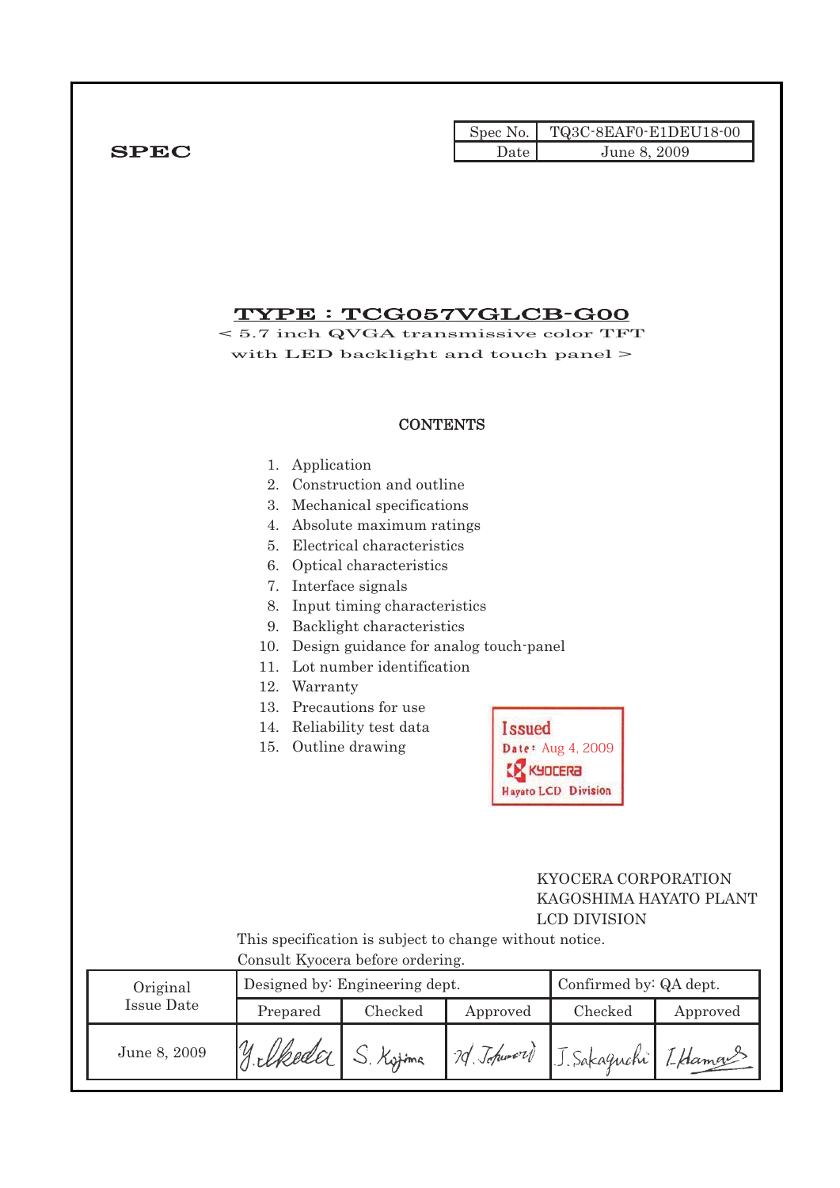| Spec No. | TQ3C-8EAF0-E1DEU18-00 |
|---|---|
| Date | June 8, 2009 |

**SPEC**

# TYPE : TCG057VGLCB-G00

< 5.7 inch QVGA transmissive color TFT
with LED backlight and touch panel >

## CONTENTS

1. Application
2. Construction and outline
3. Mechanical specifications
4. Absolute maximum ratings
5. Electrical characteristics
6. Optical characteristics
7. Interface signals
8. Input timing characteristics
9. Backlight characteristics
10. Design guidance for analog touch-panel
11. Lot number identification
12. Warranty
13. Precautions for use
14. Reliability test data
15. Outline drawing

Issued
Date: Aug 4, 2009
KYOCERA
Hayato LCD Division

KYOCERA CORPORATION
KAGOSHIMA HAYATO PLANT
LCD DIVISION

This specification is subject to change without notice.
Consult Kyocera before ordering.

| Original Issue Date | Designed by: Engineering dept. | | | Confirmed by: QA dept. | |
|---|---|---|---|---|---|
| | Prepared | Checked | Approved | Checked | Approved |
| June 8, 2009 | Y. Ikeda | S. Kojima | H. Takumori | J. Sakaguchi | I. Hamano |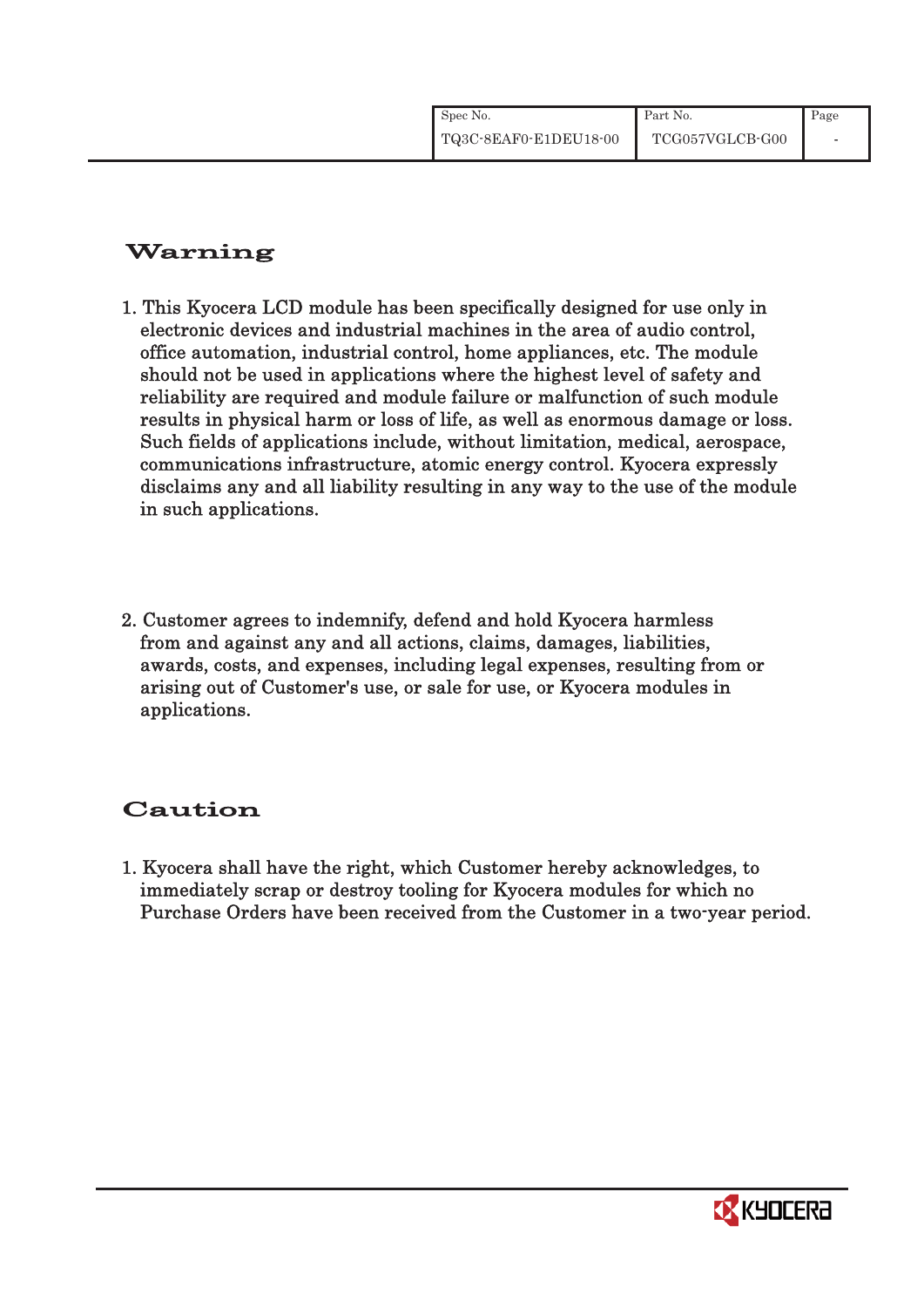## Warning

1. This Kyocera LCD module has been specifically designed for use only in electronic devices and industrial machines in the area of audio control, office automation, industrial control, home appliances, etc. The module should not be used in applications where the highest level of safety and reliability are required and module failure or malfunction of such module results in physical harm or loss of life, as well as enormous damage or loss. Such fields of applications include, without limitation, medical, aerospace, communications infrastructure, atomic energy control. Kyocera expressly disclaims any and all liability resulting in any way to the use of the module in such applications.

2. Customer agrees to indemnify, defend and hold Kyocera harmless from and against any and all actions, claims, damages, liabilities, awards, costs, and expenses, including legal expenses, resulting from or arising out of Customer's use, or sale for use, or Kyocera modules in applications.

## Caution

1. Kyocera shall have the right, which Customer hereby acknowledges, to immediately scrap or destroy tooling for Kyocera modules for which no Purchase Orders have been received from the Customer in a two-year period.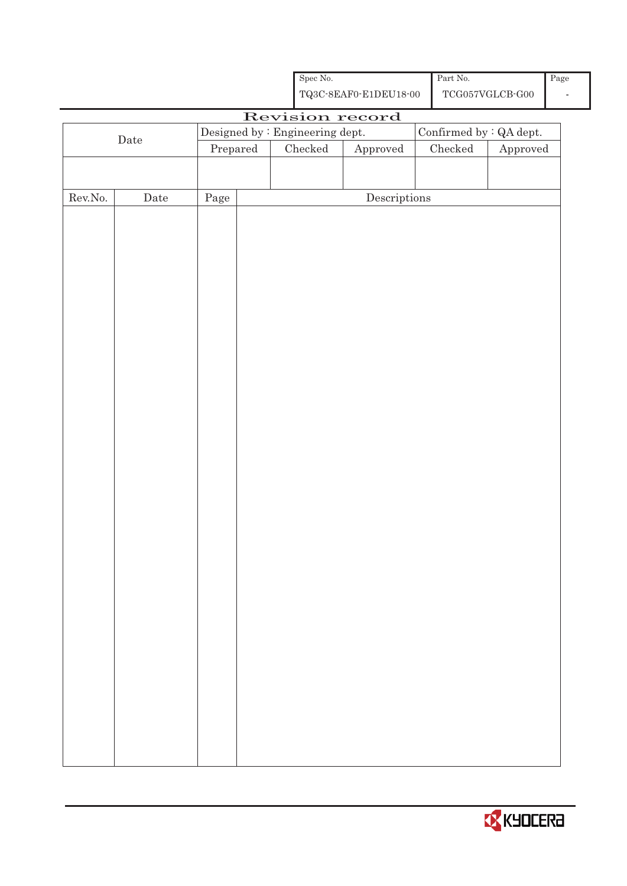| Spec No. | Part No. | Page |
|---|---|---|
| TQ3C-8EAF0-E1DEU18-00 | TCG057VGLCB-G00 | - |

# Revision record

| Date | Designed by : Engineering dept. | | | Confirmed by : QA dept. | |
|---|---|---|---|---|---|
| | Prepared | Checked | Approved | Checked | Approved |
| | | | | | |

| Rev.No. | Date | Page | Descriptions |
|---|---|---|---|
| | | | |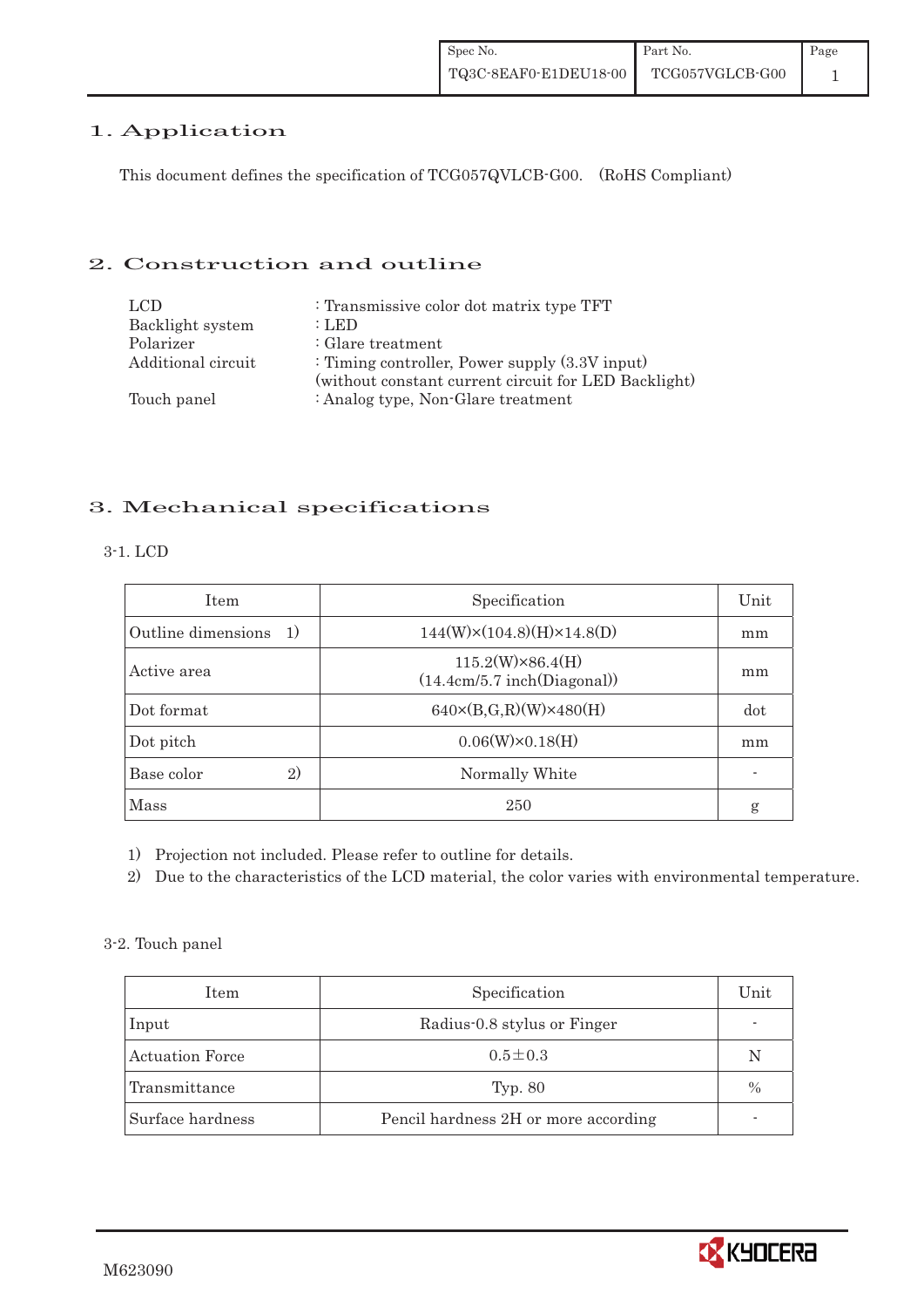## 1. Application

This document defines the specification of TCG057QVLCB-G00. (RoHS Compliant)

## 2. Construction and outline

| | |
|---|---|
| LCD | : Transmissive color dot matrix type TFT |
| Backlight system | : LED |
| Polarizer | : Glare treatment |
| Additional circuit | : Timing controller, Power supply (3.3V input) (without constant current circuit for LED Backlight) |
| Touch panel | : Analog type, Non-Glare treatment |

## 3. Mechanical specifications

### 3-1. LCD

| Item | Specification | Unit |
|---|---|---|
| Outline dimensions 1) | 144(W)×(104.8)(H)×14.8(D) | mm |
| Active area | 115.2(W)×86.4(H) (14.4cm/5.7 inch(Diagonal)) | mm |
| Dot format | 640×(B,G,R)(W)×480(H) | dot |
| Dot pitch | 0.06(W)×0.18(H) | mm |
| Base color 2) | Normally White | - |
| Mass | 250 | g |

1) Projection not included. Please refer to outline for details.
2) Due to the characteristics of the LCD material, the color varies with environmental temperature.

### 3-2. Touch panel

| Item | Specification | Unit |
|---|---|---|
| Input | Radius-0.8 stylus or Finger | - |
| Actuation Force | 0.5±0.3 | N |
| Transmittance | Typ. 80 | % |
| Surface hardness | Pencil hardness 2H or more according | - |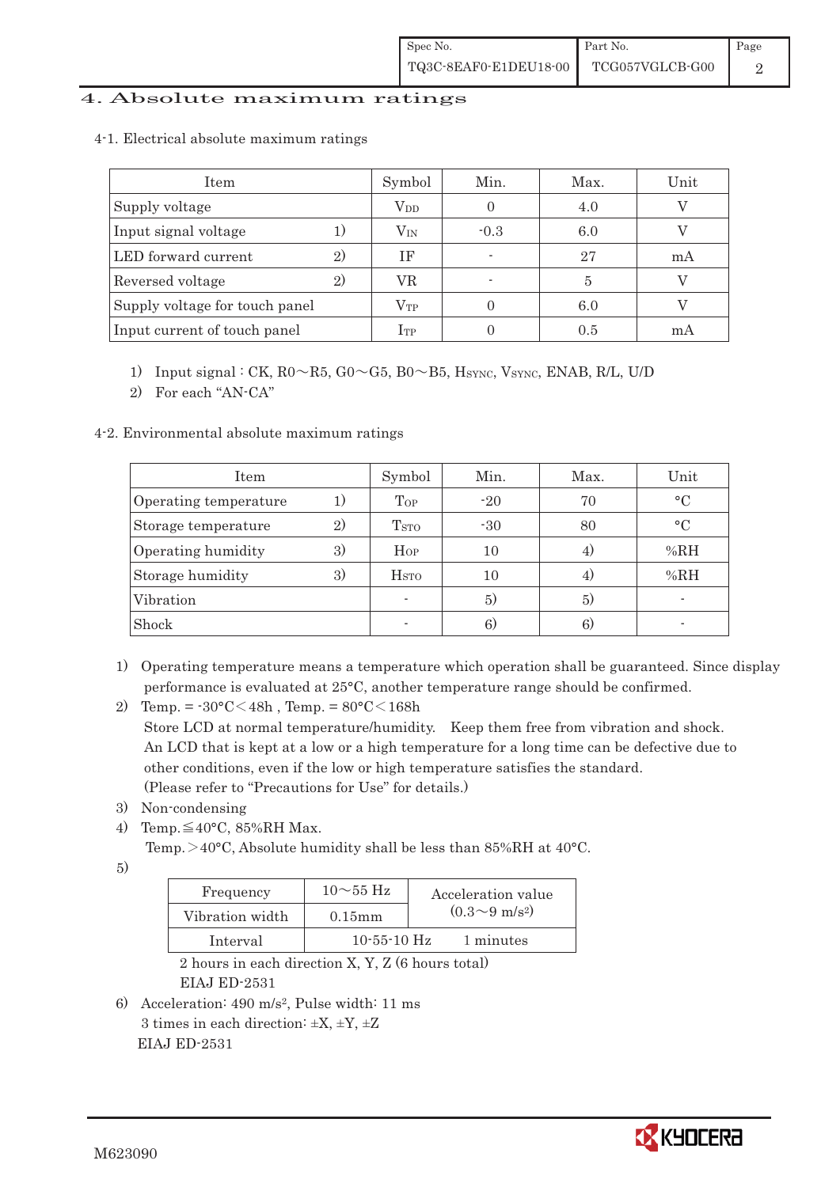# 4. Absolute maximum ratings

4-1. Electrical absolute maximum ratings

| Item | | Symbol | Min. | Max. | Unit |
|---|---|---|---|---|---|
| Supply voltage | | $V_{DD}$ | 0 | 4.0 | V |
| Input signal voltage | 1) | $V_{IN}$ | -0.3 | 6.0 | V |
| LED forward current | 2) | IF | - | 27 | mA |
| Reversed voltage | 2) | VR | - | 5 | V |
| Supply voltage for touch panel | | $V_{TP}$ | 0 | 6.0 | V |
| Input current of touch panel | | $I_{TP}$ | 0 | 0.5 | mA |

1) Input signal : CK, R0～R5, G0～G5, B0～B5, $H_{SYNC}$, $V_{SYNC}$, ENAB, R/L, U/D
2) For each "AN-CA"

4-2. Environmental absolute maximum ratings

| Item | | Symbol | Min. | Max. | Unit |
|---|---|---|---|---|---|
| Operating temperature | 1) | $T_{OP}$ | -20 | 70 | °C |
| Storage temperature | 2) | $T_{STO}$ | -30 | 80 | °C |
| Operating humidity | 3) | $H_{OP}$ | 10 | 4) | %RH |
| Storage humidity | 3) | $H_{STO}$ | 10 | 4) | %RH |
| Vibration | | - | 5) | 5) | - |
| Shock | | - | 6) | 6) | - |

1) Operating temperature means a temperature which operation shall be guaranteed. Since display performance is evaluated at 25°C, another temperature range should be confirmed.
2) Temp. = -30°C＜48h , Temp. = 80°C＜168h
   Store LCD at normal temperature/humidity. Keep them free from vibration and shock.
   An LCD that is kept at a low or a high temperature for a long time can be defective due to other conditions, even if the low or high temperature satisfies the standard.
   (Please refer to "Precautions for Use" for details.)
3) Non-condensing
4) Temp.≦40°C, 85%RH Max.
   Temp.＞40°C, Absolute humidity shall be less than 85%RH at 40°C.
5)

| Frequency | 10～55 Hz | Acceleration value ($0.3～9\ m/s^2$) |
|---|---|---|
| Vibration width | 0.15mm | |
| Interval | 10-55-10 Hz | 1 minutes |

   2 hours in each direction X, Y, Z (6 hours total)
   EIAJ ED-2531
6) Acceleration: 490 $m/s^2$, Pulse width: 11 ms
   3 times in each direction: ±X, ±Y, ±Z
   EIAJ ED-2531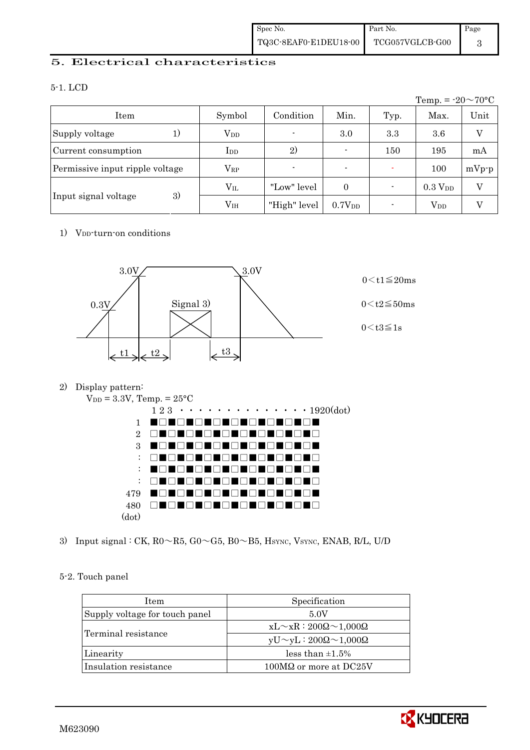## 5. Electrical characteristics

### 5-1. LCD

Temp. = -20～70°C

| Item | | Symbol | Condition | Min. | Typ. | Max. | Unit |
|---|---|---|---|---|---|---|---|
| Supply voltage | 1) | $V_{DD}$ | - | 3.0 | 3.3 | 3.6 | V |
| Current consumption | | $I_{DD}$ | 2) | - | 150 | 195 | mA |
| Permissive input ripple voltage | | $V_{RP}$ | - | - | - | 100 | mVp-p |
| Input signal voltage | 3) | $V_{IL}$ | "Low" level | 0 | - | 0.3 $V_{DD}$ | V |
| | | $V_{IH}$ | "High" level | 0.7$V_{DD}$ | - | $V_{DD}$ | V |

1) $V_{DD}$-turn-on conditions

3.0V, 0.3V, Signal 3), 3.0V, t1, t2, t3

0＜t1≦20ms

0＜t2≦50ms

0＜t3≦1s

2) Display pattern:

$V_{DD}$ = 3.3V, Temp. = 25°C

Checkerboard pattern: 1 2 3 · · · 1920(dot) horizontally; 1, 2, 3, :, :, :, 479, 480 (dot) vertically.

3) Input signal : CK, R0～R5, G0～G5, B0～B5, $H_{SYNC}$, $V_{SYNC}$, ENAB, R/L, U/D

### 5-2. Touch panel

| Item | Specification |
|---|---|
| Supply voltage for touch panel | 5.0V |
| Terminal resistance | xL～xR : 200Ω～1,000Ω |
| | yU～yL : 200Ω～1,000Ω |
| Linearity | less than ±1.5% |
| Insulation resistance | 100MΩ or more at DC25V |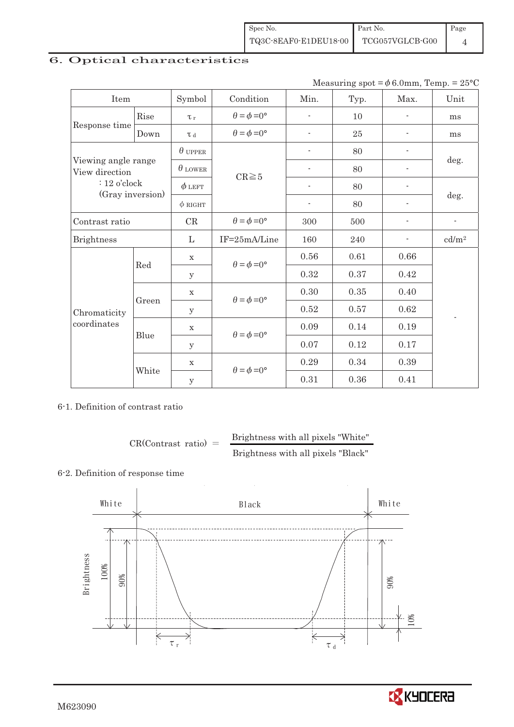## 6. Optical characteristics

Measuring spot = $\phi$ 6.0mm, Temp. = 25°C

| Item | | Symbol | Condition | Min. | Typ. | Max. | Unit |
|---|---|---|---|---|---|---|---|
| Response time | Rise | $\tau_r$ | $\theta=\phi=0°$ | - | 10 | - | ms |
| | Down | $\tau_d$ | $\theta=\phi=0°$ | - | 25 | - | ms |
| Viewing angle range View direction : 12 o'clock (Gray inversion) | | $\theta$ UPPER | CR≧5 | - | 80 | - | deg. |
| | | $\theta$ LOWER | | - | 80 | - | |
| | | $\phi$ LEFT | | - | 80 | - | deg. |
| | | $\phi$ RIGHT | | - | 80 | - | |
| Contrast ratio | | CR | $\theta=\phi=0°$ | 300 | 500 | - | - |
| Brightness | | L | IF=25mA/Line | 160 | 240 | - | cd/m² |
| Chromaticity coordinates | Red | x | $\theta=\phi=0°$ | 0.56 | 0.61 | 0.66 | - |
| | | y | | 0.32 | 0.37 | 0.42 | |
| | Green | x | $\theta=\phi=0°$ | 0.30 | 0.35 | 0.40 | |
| | | y | | 0.52 | 0.57 | 0.62 | |
| | Blue | x | $\theta=\phi=0°$ | 0.09 | 0.14 | 0.19 | |
| | | y | | 0.07 | 0.12 | 0.17 | |
| | White | x | $\theta=\phi=0°$ | 0.29 | 0.34 | 0.39 | |
| | | y | | 0.31 | 0.36 | 0.41 | |

### 6-1. Definition of contrast ratio

$$\text{CR(Contrast ratio)} = \frac{\text{Brightness with all pixels "White"}}{\text{Brightness with all pixels "Black"}}$$

### 6-2. Definition of response time

White — Black — White

Brightness: 100%, 90%, 10%

$\tau_r$ $\tau_d$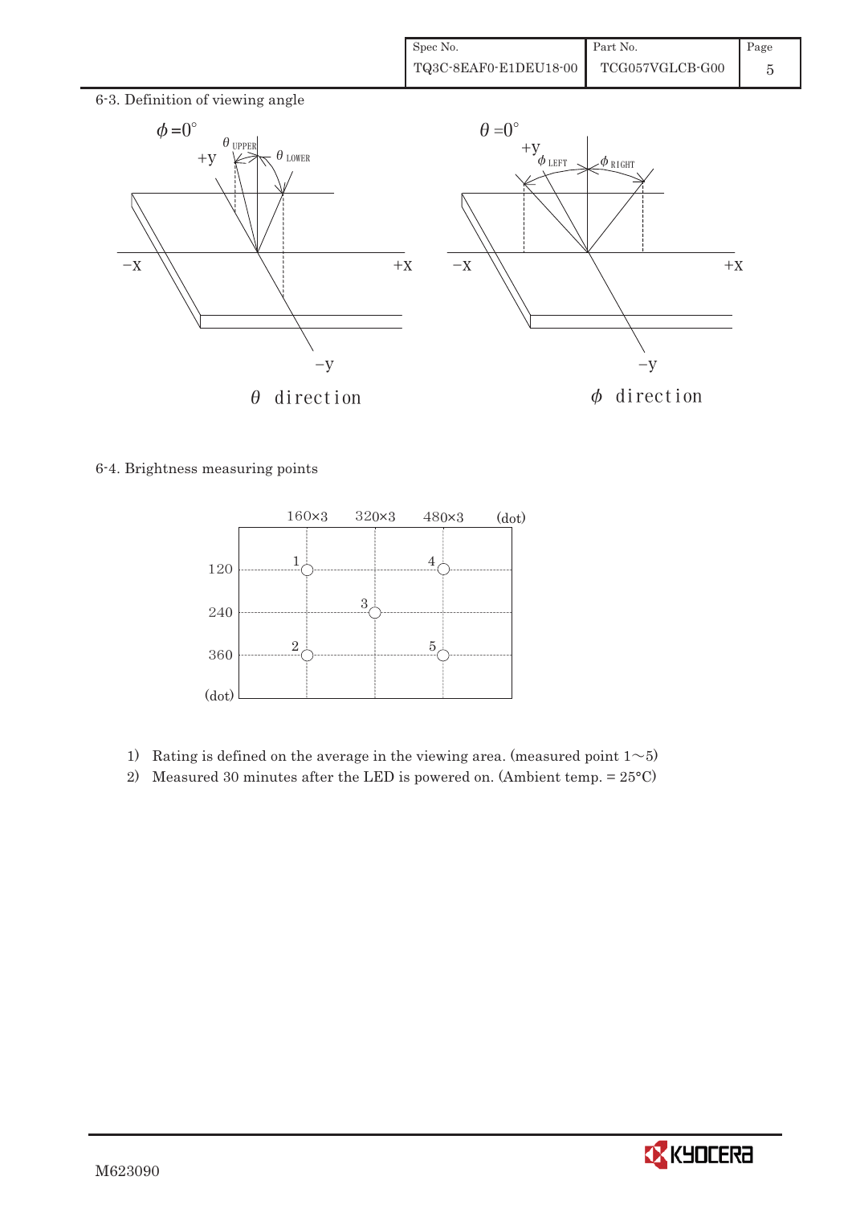6-3. Definition of viewing angle

6-4. Brightness measuring points

1) Rating is defined on the average in the viewing area. (measured point 1～5)
2) Measured 30 minutes after the LED is powered on. (Ambient temp. = 25°C)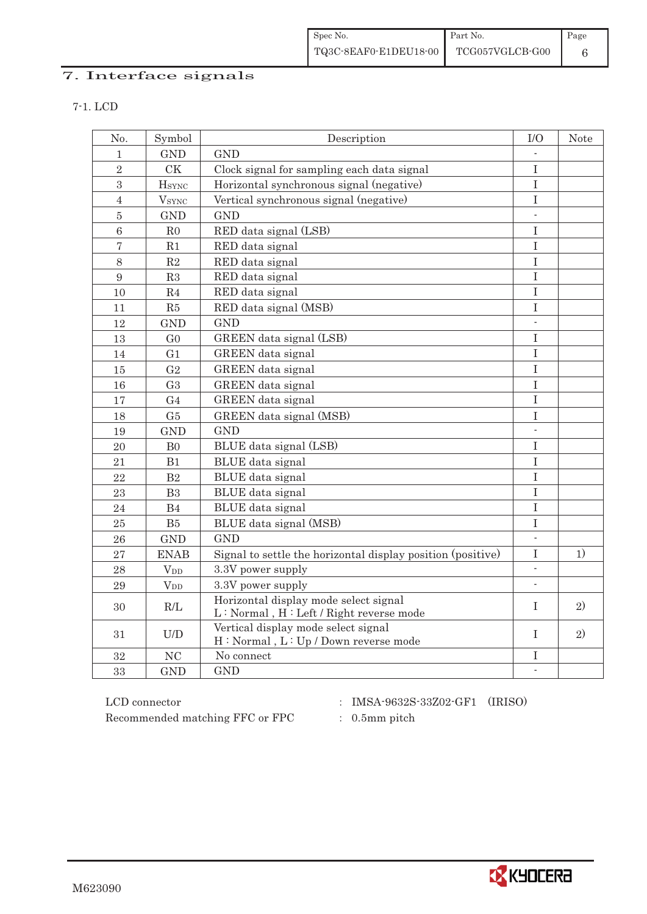# 7. Interface signals

## 7-1. LCD

| No. | Symbol | Description | I/O | Note |
|---|---|---|---|---|
| 1 | GND | GND | - | |
| 2 | CK | Clock signal for sampling each data signal | I | |
| 3 | $H_{SYNC}$ | Horizontal synchronous signal (negative) | I | |
| 4 | $V_{SYNC}$ | Vertical synchronous signal (negative) | I | |
| 5 | GND | GND | - | |
| 6 | R0 | RED data signal (LSB) | I | |
| 7 | R1 | RED data signal | I | |
| 8 | R2 | RED data signal | I | |
| 9 | R3 | RED data signal | I | |
| 10 | R4 | RED data signal | I | |
| 11 | R5 | RED data signal (MSB) | I | |
| 12 | GND | GND | - | |
| 13 | G0 | GREEN data signal (LSB) | I | |
| 14 | G1 | GREEN data signal | I | |
| 15 | G2 | GREEN data signal | I | |
| 16 | G3 | GREEN data signal | I | |
| 17 | G4 | GREEN data signal | I | |
| 18 | G5 | GREEN data signal (MSB) | I | |
| 19 | GND | GND | - | |
| 20 | B0 | BLUE data signal (LSB) | I | |
| 21 | B1 | BLUE data signal | I | |
| 22 | B2 | BLUE data signal | I | |
| 23 | B3 | BLUE data signal | I | |
| 24 | B4 | BLUE data signal | I | |
| 25 | B5 | BLUE data signal (MSB) | I | |
| 26 | GND | GND | - | |
| 27 | ENAB | Signal to settle the horizontal display position (positive) | I | 1) |
| 28 | $V_{DD}$ | 3.3V power supply | - | |
| 29 | $V_{DD}$ | 3.3V power supply | - | |
| 30 | R/L | Horizontal display mode select signal<br>L : Normal , H : Left / Right reverse mode | I | 2) |
| 31 | U/D | Vertical display mode select signal<br>H : Normal , L : Up / Down reverse mode | I | 2) |
| 32 | NC | No connect | I | |
| 33 | GND | GND | - | |

LCD connector : IMSA-9632S-33Z02-GF1 (IRISO)

Recommended matching FFC or FPC : 0.5mm pitch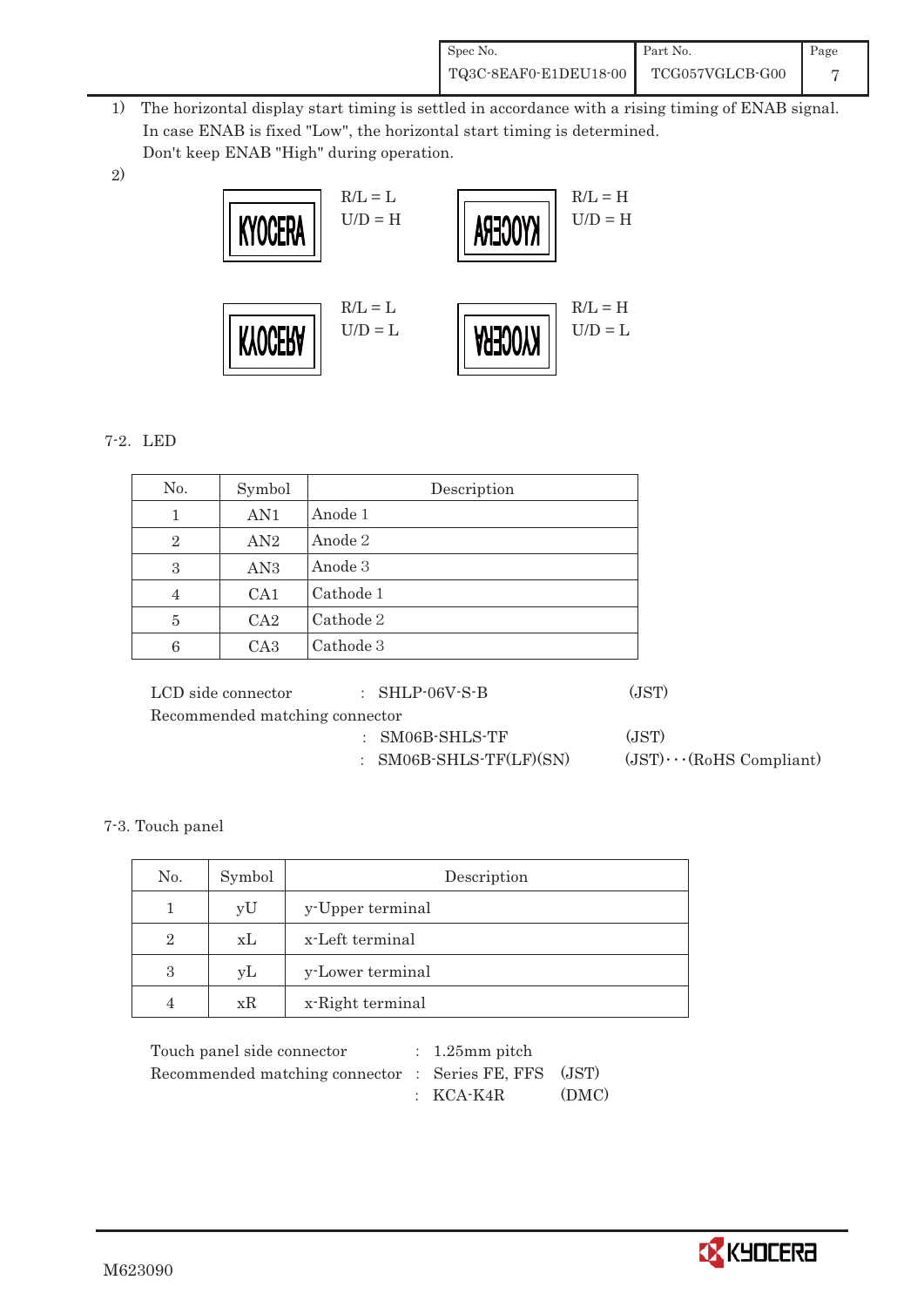1) The horizontal display start timing is settled in accordance with a rising timing of ENAB signal.
In case ENAB is fixed "Low", the horizontal start timing is determined.
Don't keep ENAB "High" during operation.

2)

| | | | |
|---|---|---|---|
| KYOCERA | R/L = L<br>U/D = H | KYOCERA (mirrored) | R/L = H<br>U/D = H |
| KYOCERA (flipped) | R/L = L<br>U/D = L | KYOCERA (rotated) | R/L = H<br>U/D = L |

7-2. LED

| No. | Symbol | Description |
|---|---|---|
| 1 | AN1 | Anode 1 |
| 2 | AN2 | Anode 2 |
| 3 | AN3 | Anode 3 |
| 4 | CA1 | Cathode 1 |
| 5 | CA2 | Cathode 2 |
| 6 | CA3 | Cathode 3 |

LCD side connector : SHLP-06V-S-B (JST)
Recommended matching connector
: SM06B-SHLS-TF (JST)
: SM06B-SHLS-TF(LF)(SN) (JST)···(RoHS Compliant)

7-3. Touch panel

| No. | Symbol | Description |
|---|---|---|
| 1 | yU | y-Upper terminal |
| 2 | xL | x-Left terminal |
| 3 | yL | y-Lower terminal |
| 4 | xR | x-Right terminal |

Touch panel side connector : 1.25mm pitch
Recommended matching connector : Series FE, FFS (JST)
: KCA-K4R (DMC)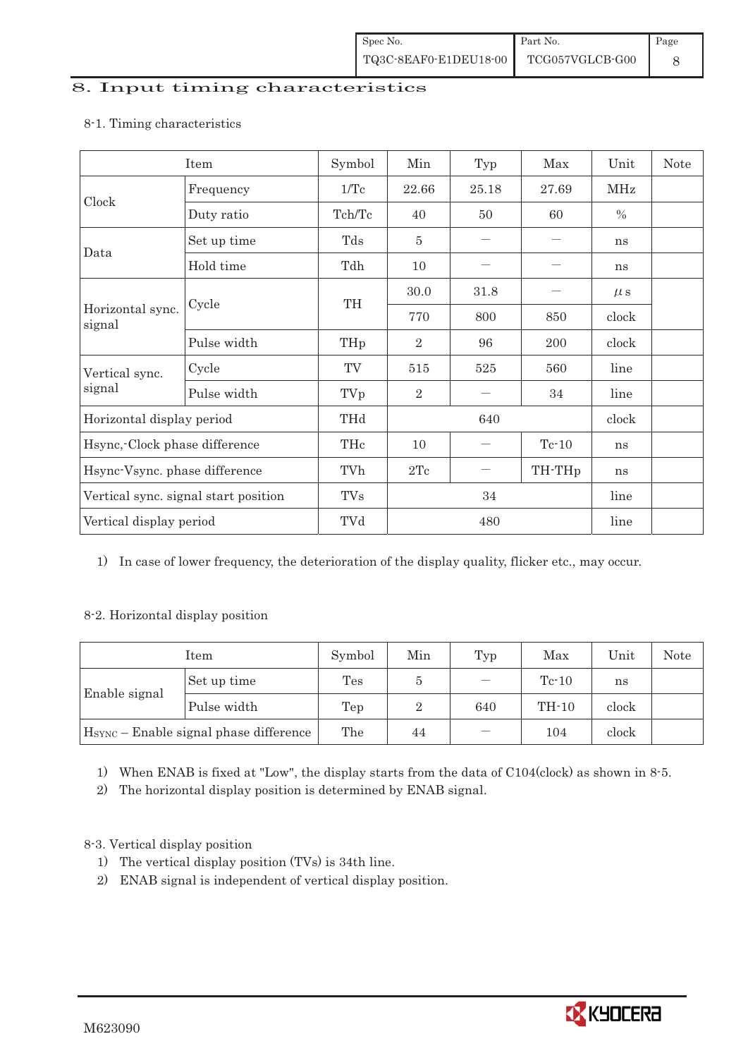## 8. Input timing characteristics

8-1. Timing characteristics

| Item | | Symbol | Min | Typ | Max | Unit | Note |
|---|---|---|---|---|---|---|---|
| Clock | Frequency | 1/Tc | 22.66 | 25.18 | 27.69 | MHz | |
| | Duty ratio | Tch/Tc | 40 | 50 | 60 | % | |
| Data | Set up time | Tds | 5 | — | — | ns | |
| | Hold time | Tdh | 10 | — | — | ns | |
| Horizontal sync. signal | Cycle | TH | 30.0 | 31.8 | — | μs | |
| | | | 770 | 800 | 850 | clock | |
| | Pulse width | THp | 2 | 96 | 200 | clock | |
| Vertical sync. signal | Cycle | TV | 515 | 525 | 560 | line | |
| | Pulse width | TVp | 2 | — | 34 | line | |
| Horizontal display period | | THd | | 640 | | clock | |
| Hsync,-Clock phase difference | | THc | 10 | — | Tc-10 | ns | |
| Hsync-Vsync. phase difference | | TVh | 2Tc | — | TH-THp | ns | |
| Vertical sync. signal start position | | TVs | | 34 | | line | |
| Vertical display period | | TVd | | 480 | | line | |

1) In case of lower frequency, the deterioration of the display quality, flicker etc., may occur.

8-2. Horizontal display position

| Item | | Symbol | Min | Typ | Max | Unit | Note |
|---|---|---|---|---|---|---|---|
| Enable signal | Set up time | Tes | 5 | — | Tc-10 | ns | |
| | Pulse width | Tep | 2 | 640 | TH-10 | clock | |
| HSYNC – Enable signal phase difference | | The | 44 | — | 104 | clock | |

1) When ENAB is fixed at "Low", the display starts from the data of C104(clock) as shown in 8-5.
2) The horizontal display position is determined by ENAB signal.

8-3. Vertical display position

1) The vertical display position (TVs) is 34th line.
2) ENAB signal is independent of vertical display position.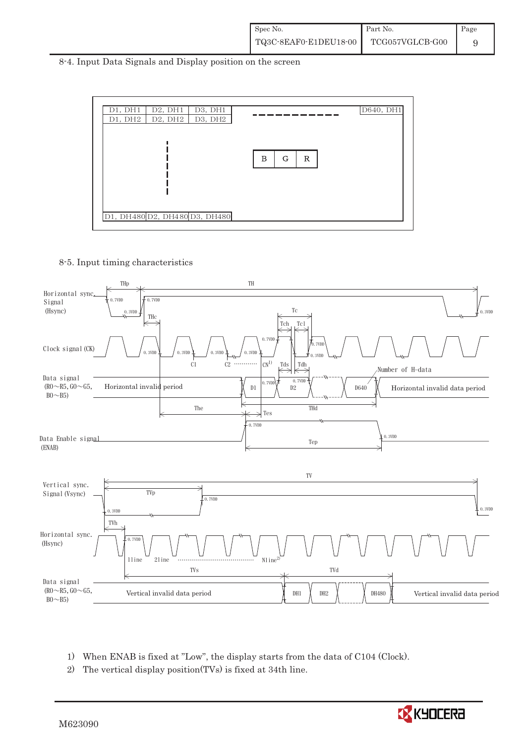8-4. Input Data Signals and Display position on the screen

| D1, DH1 | D2, DH1 | D3, DH1 | ------------ | D640, DH1 |
|---|---|---|---|---|
| D1, DH2 | D2, DH2 | D3, DH2 | | |
| ⋮ | | | B G R | |
| D1, DH480 | D2, DH480 | D3, DH480 | | |

8-5. Input timing characteristics

Horizontal sync. Signal (Hsync) — THp, TH, 0.7VDD, 0.3VDD

Clock signal (CK) — THc, Tc, Tch, Tcl, 0.7VDD, 0.3VDD, C1, C2 ………… CN[1)]

Data signal (R0~R5, G0~G5, B0~B5) — Horizontal invalid period, D1, D2, D640, Horizontal invalid data period, Number of H-data, Tds, Tdh, The, THd, Tes

Data Enable signal (ENAB) — 0.7VDD, 0.3VDD, Tep

Vertical sync. Signal (Vsync) — TV, TVp, 0.7VDD, 0.3VDD, TVh

Horizontal sync. (Hsync) — 1line, 2line ………… Nline[2)]

Data signal (R0~R5, G0~G5, B0~B5) — Vertical invalid data period, TVs, TVd, DH1, DH2, DH480, Vertical invalid data period

1) When ENAB is fixed at "Low", the display starts from the data of C104 (Clock).

2) The vertical display position(TVs) is fixed at 34th line.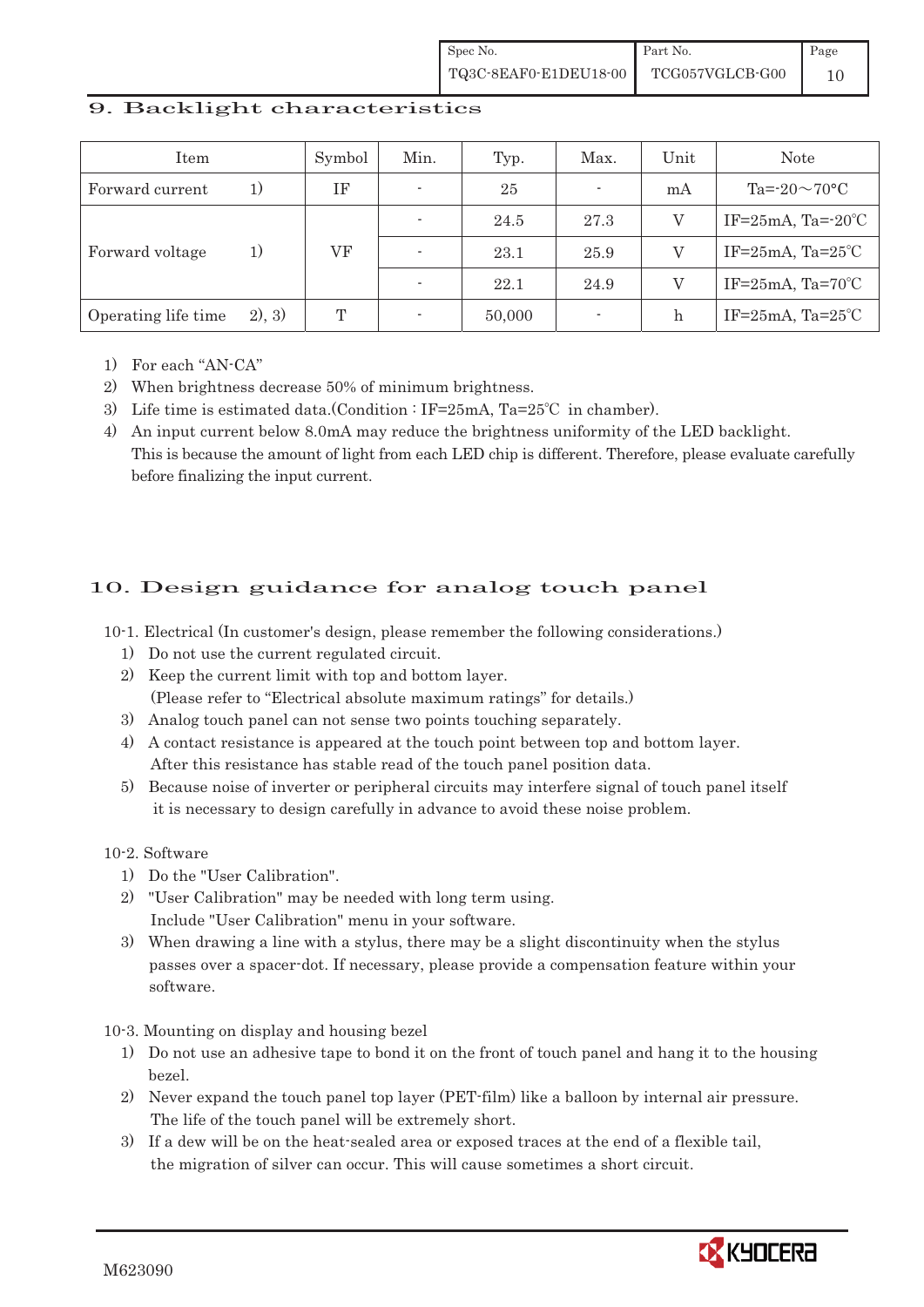## 9. Backlight characteristics

| Item | Symbol | Min. | Typ. | Max. | Unit | Note |
|---|---|---|---|---|---|---|
| Forward current 1) | IF | - | 25 | - | mA | Ta=-20～70°C |
| Forward voltage 1) | VF | - | 24.5 | 27.3 | V | IF=25mA, Ta=-20℃ |
| | | - | 23.1 | 25.9 | V | IF=25mA, Ta=25℃ |
| | | - | 22.1 | 24.9 | V | IF=25mA, Ta=70℃ |
| Operating life time 2), 3) | T | - | 50,000 | - | h | IF=25mA, Ta=25℃ |

1) For each "AN-CA"
2) When brightness decrease 50% of minimum brightness.
3) Life time is estimated data.(Condition : IF=25mA, Ta=25℃ in chamber).
4) An input current below 8.0mA may reduce the brightness uniformity of the LED backlight. This is because the amount of light from each LED chip is different. Therefore, please evaluate carefully before finalizing the input current.

## 10. Design guidance for analog touch panel

10-1. Electrical (In customer's design, please remember the following considerations.)

1) Do not use the current regulated circuit.
2) Keep the current limit with top and bottom layer.
   (Please refer to "Electrical absolute maximum ratings" for details.)
3) Analog touch panel can not sense two points touching separately.
4) A contact resistance is appeared at the touch point between top and bottom layer.
   After this resistance has stable read of the touch panel position data.
5) Because noise of inverter or peripheral circuits may interfere signal of touch panel itself it is necessary to design carefully in advance to avoid these noise problem.

10-2. Software

1) Do the "User Calibration".
2) "User Calibration" may be needed with long term using.
   Include "User Calibration" menu in your software.
3) When drawing a line with a stylus, there may be a slight discontinuity when the stylus passes over a spacer-dot. If necessary, please provide a compensation feature within your software.

10-3. Mounting on display and housing bezel

1) Do not use an adhesive tape to bond it on the front of touch panel and hang it to the housing bezel.
2) Never expand the touch panel top layer (PET-film) like a balloon by internal air pressure.
   The life of the touch panel will be extremely short.
3) If a dew will be on the heat-sealed area or exposed traces at the end of a flexible tail, the migration of silver can occur. This will cause sometimes a short circuit.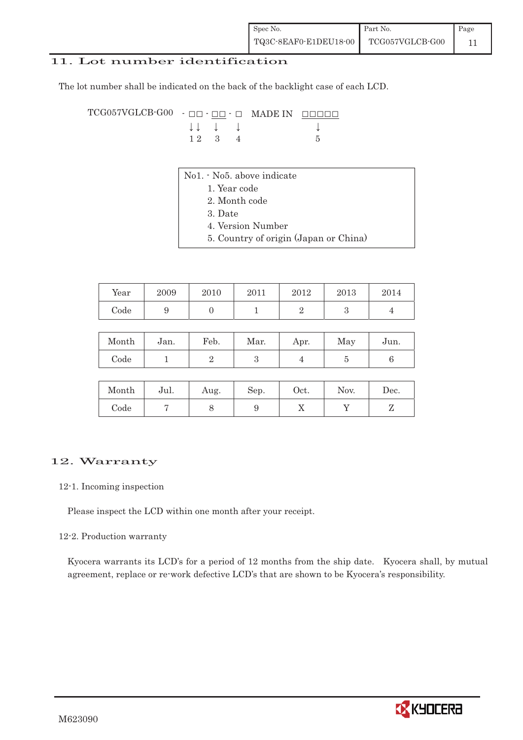## 11. Lot number identification

The lot number shall be indicated on the back of the backlight case of each LCD.

```
TCG057VGLCB-G00  - □□ - □□ - □   MADE IN  □□□□□
                   ↓↓   ↓    ↓               ↓
                   1 2  3    4               5
```

No1. - No5. above indicate
1. Year code
2. Month code
3. Date
4. Version Number
5. Country of origin (Japan or China)

| Year | 2009 | 2010 | 2011 | 2012 | 2013 | 2014 |
|---|---|---|---|---|---|---|
| Code | 9 | 0 | 1 | 2 | 3 | 4 |

| Month | Jan. | Feb. | Mar. | Apr. | May | Jun. |
|---|---|---|---|---|---|---|
| Code | 1 | 2 | 3 | 4 | 5 | 6 |

| Month | Jul. | Aug. | Sep. | Oct. | Nov. | Dec. |
|---|---|---|---|---|---|---|
| Code | 7 | 8 | 9 | X | Y | Z |

## 12. Warranty

12-1. Incoming inspection

Please inspect the LCD within one month after your receipt.

12-2. Production warranty

Kyocera warrants its LCD's for a period of 12 months from the ship date. Kyocera shall, by mutual agreement, replace or re-work defective LCD's that are shown to be Kyocera's responsibility.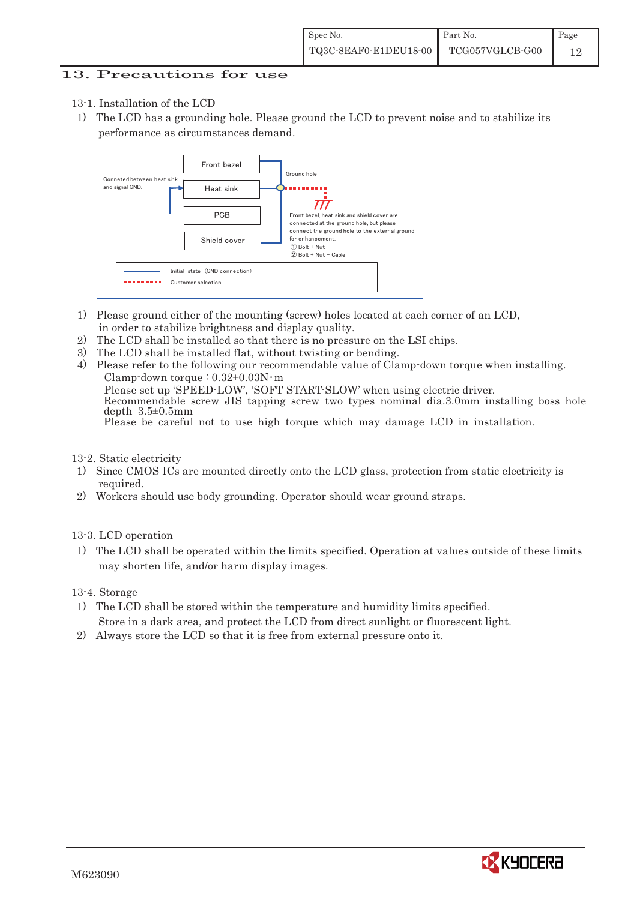# 13. Precautions for use

## 13-1. Installation of the LCD

1) The LCD has a grounding hole. Please ground the LCD to prevent noise and to stabilize its performance as circumstances demand.

Conneted between heat sink and signal GND.

Front bezel

Heat sink

PCB

Shield cover

Ground hole

Front bezel, heat sink and shield cover are connected at the ground hole, but please connect the ground hole to the external ground for enhancement.
① Bolt + Nut
② Bolt + Nut + Cable

Initial state (GND connection)
Customer selection

1) Please ground either of the mounting (screw) holes located at each corner of an LCD, in order to stabilize brightness and display quality.
2) The LCD shall be installed so that there is no pressure on the LSI chips.
3) The LCD shall be installed flat, without twisting or bending.
4) Please refer to the following our recommendable value of Clamp-down torque when installing.
   Clamp-down torque : 0.32±0.03N･m
   Please set up 'SPEED-LOW', 'SOFT START-SLOW' when using electric driver.
   Recommendable screw JIS tapping screw two types nominal dia.3.0mm installing boss hole depth 3.5±0.5mm
   Please be careful not to use high torque which may damage LCD in installation.

## 13-2. Static electricity

1) Since CMOS ICs are mounted directly onto the LCD glass, protection from static electricity is required.
2) Workers should use body grounding. Operator should wear ground straps.

## 13-3. LCD operation

1) The LCD shall be operated within the limits specified. Operation at values outside of these limits may shorten life, and/or harm display images.

## 13-4. Storage

1) The LCD shall be stored within the temperature and humidity limits specified.
   Store in a dark area, and protect the LCD from direct sunlight or fluorescent light.
2) Always store the LCD so that it is free from external pressure onto it.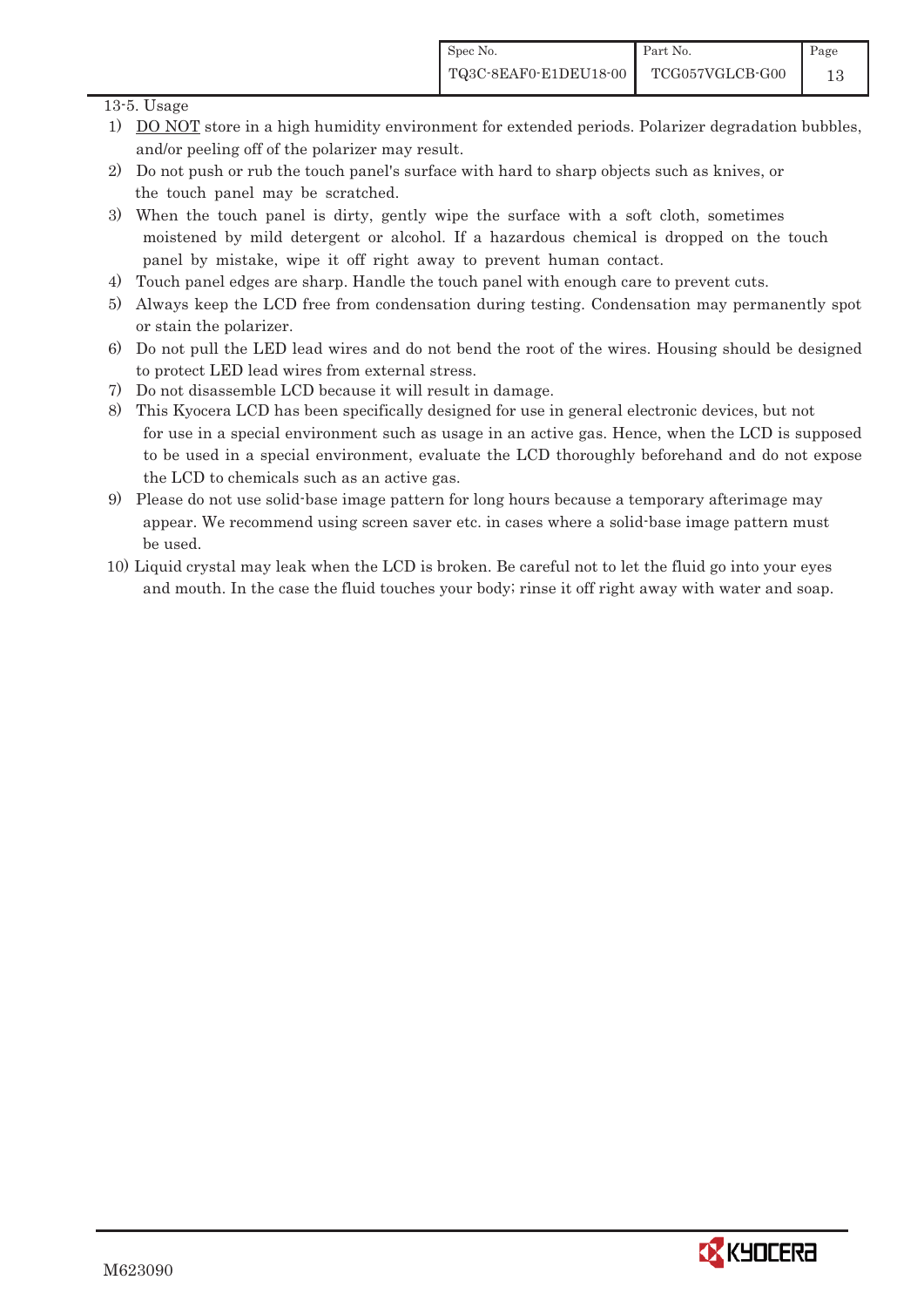13-5. Usage

1) DO NOT store in a high humidity environment for extended periods. Polarizer degradation bubbles, and/or peeling off of the polarizer may result.
2) Do not push or rub the touch panel's surface with hard to sharp objects such as knives, or the touch panel may be scratched.
3) When the touch panel is dirty, gently wipe the surface with a soft cloth, sometimes moistened by mild detergent or alcohol. If a hazardous chemical is dropped on the touch panel by mistake, wipe it off right away to prevent human contact.
4) Touch panel edges are sharp. Handle the touch panel with enough care to prevent cuts.
5) Always keep the LCD free from condensation during testing. Condensation may permanently spot or stain the polarizer.
6) Do not pull the LED lead wires and do not bend the root of the wires. Housing should be designed to protect LED lead wires from external stress.
7) Do not disassemble LCD because it will result in damage.
8) This Kyocera LCD has been specifically designed for use in general electronic devices, but not for use in a special environment such as usage in an active gas. Hence, when the LCD is supposed to be used in a special environment, evaluate the LCD thoroughly beforehand and do not expose the LCD to chemicals such as an active gas.
9) Please do not use solid-base image pattern for long hours because a temporary afterimage may appear. We recommend using screen saver etc. in cases where a solid-base image pattern must be used.
10) Liquid crystal may leak when the LCD is broken. Be careful not to let the fluid go into your eyes and mouth. In the case the fluid touches your body; rinse it off right away with water and soap.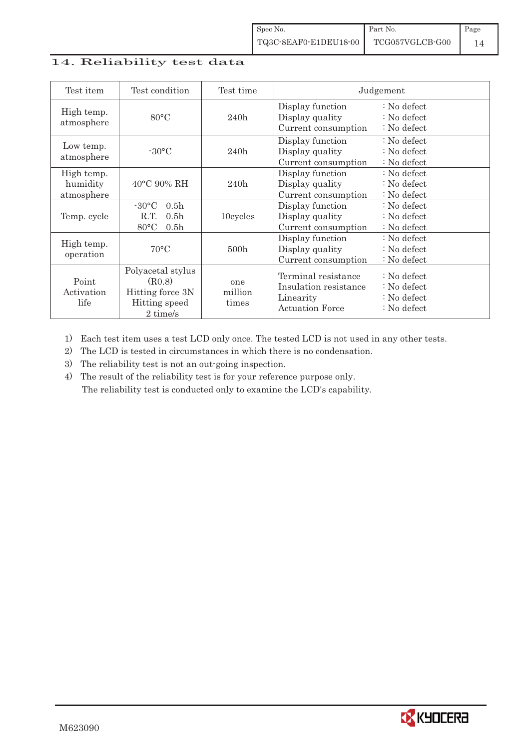## 14. Reliability test data

| Test item | Test condition | Test time | Judgement |
|---|---|---|---|
| High temp. atmosphere | 80°C | 240h | Display function : No defect<br>Display quality : No defect<br>Current consumption : No defect |
| Low temp. atmosphere | -30°C | 240h | Display function : No defect<br>Display quality : No defect<br>Current consumption : No defect |
| High temp. humidity atmosphere | 40°C 90% RH | 240h | Display function : No defect<br>Display quality : No defect<br>Current consumption : No defect |
| Temp. cycle | -30°C 0.5h<br>R.T. 0.5h<br>80°C 0.5h | 10cycles | Display function : No defect<br>Display quality : No defect<br>Current consumption : No defect |
| High temp. operation | 70°C | 500h | Display function : No defect<br>Display quality : No defect<br>Current consumption : No defect |
| Point Activation life | Polyacetal stylus (R0.8)<br>Hitting force 3N<br>Hitting speed 2 time/s | one million times | Terminal resistance : No defect<br>Insulation resistance : No defect<br>Linearity : No defect<br>Actuation Force : No defect |

1) Each test item uses a test LCD only once. The tested LCD is not used in any other tests.
2) The LCD is tested in circumstances in which there is no condensation.
3) The reliability test is not an out-going inspection.
4) The result of the reliability test is for your reference purpose only.
   The reliability test is conducted only to examine the LCD's capability.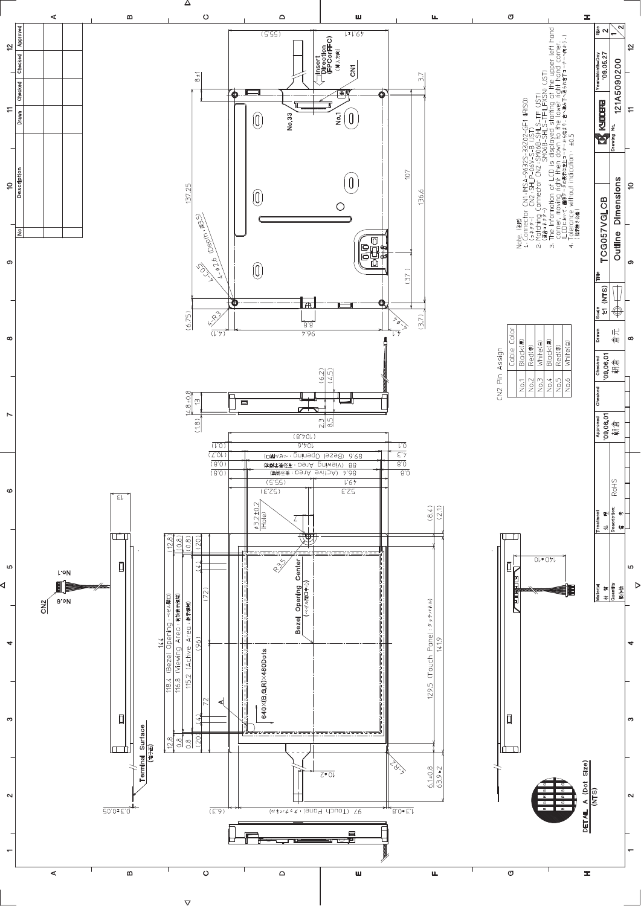Note (注記)

1. Connector CN1: IMSA-9632S-33Z02-GF1 (IRISO)
   (コネクター) CN2: SHLP-06V-S-B (JST)
2. Matching Connector CN2: SM06B-SHLS-TF (JST)
   (適合コネクター) SM06B-SHLS-TF(LF)(SN) (JST)
3. The information of LCD is displayed starting at the upper left hand corner, moving right then down to the lower right hand corner.
   (LCDにおいて、画面データの表示は左上コーナーから始まり、右へ進み下へ移り右下コーナーへ向かう。)
4. Tolerance without indication : ±0.5
   (指示無き公差)

CN2 Pin Assign

| | Cable Color |
|---|---|
| No.1 | Black(黒) |
| No.2 | Red(赤) |
| No.3 | White(白) |
| No.4 | Black(黒) |
| No.5 | Red(赤) |
| No.6 | White(白) |

DETAIL A (Dot Size) (NTS)

640×(B,G,R)×480Dots

Bezel Opening Center (ベゼル開口中心)

144 (Bezel Opening: ベゼル開口)
118.4 (Bezel Opening: ベゼル開口)
116.8 (Viewing Area: 有効表示領域)
115.2 (Active Area: 表示領域)
129.5 (Touch Panel: タッチパネル)
141.9
89.6 (Bezel Opening: ベゼル開口)
88 (Viewing Area: 有効表示領域)
86.4 (Active Area: 表示領域)
104.6
97 (Touch Panel: タッチパネル)
137.25
136.6
107
96.4
4-φ2.6 (Depth: 深3.5)
φ3.2±0.2 (Hole)
Insert Direction (FPC or FFC) (挿入方向)
CN1
CN2
Terminal Surface (端子面)

| No | Description | Drawn | Checked | Checked | Approved |
|---|---|---|---|---|---|
| | | | | | |

| Material 材質 | Treatment 処理 | Approved | Checked | Checked | Drawn | Scale | Title | | Size |
|---|---|---|---|---|---|---|---|---|---|
| Quantity 製作数 | Description; 備考 RoHS | '09,06,01 朝倉 | '09,06,01 朝倉 | | 倉元 | 1:1 (NTS) | TCG057VGLCB | Year-Month-Day '09,05,27 | 2 |
| | | | | | | | Outline Dimensions | Drawing No. 121A5090200 | 1/2 |

KYOCERA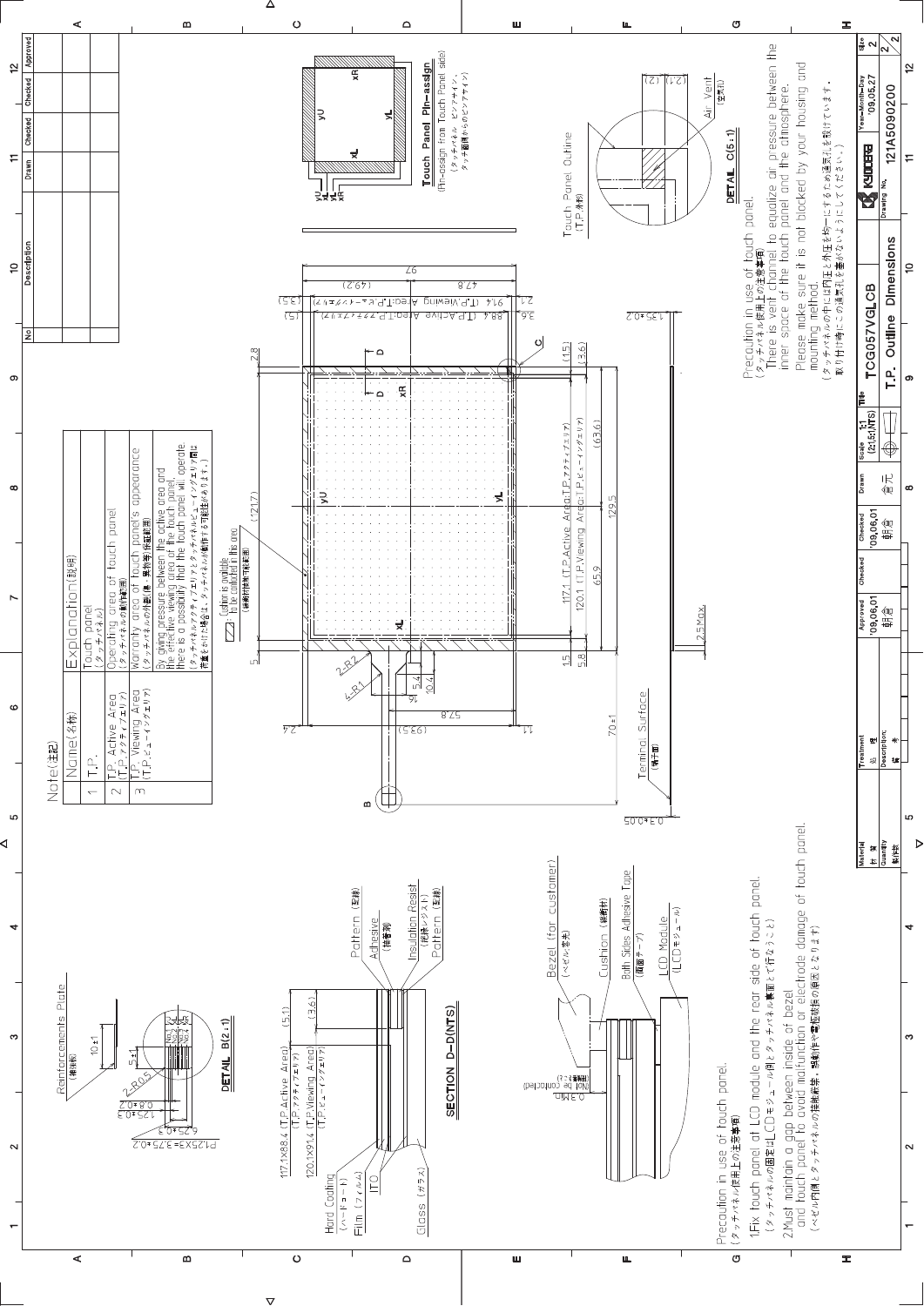# T.P. Outline Dimensions

## Note(注記)

| | Name(名称) | Explanation(説明) |
|---|---|---|
| 1 | T.P. | Touch panel (タッチパネル) |
| 2 | T.P. Active Area (T.P.アクティブエリア) | Operating area of touch panel (タッチパネルの動作範囲) |
| 3 | T.P. Viewing Area (T.P.ビューイングエリア) | Warranty area of touch panel's appearance (タッチパネルの外観(傷・異物等)保証範囲) |

By giving pressure between the active area and the effective viewing area of the touch panel, there is a possibility that the touch panel will operate.
(タッチパネルアクティブエリアとタッチパネルビューイングエリア間に荷重をかけた場合は、タッチパネルが動作する可能性があります。)

Cushion is available to be contacted in this area (緩衝材接触可能範囲)

## Touch Panel Pin-assign

(Pin-assign from Touch Panel side)
(タッチパネル ピンアサイン、タッチ面側からのピンアサイン)

yU, xL, yL, xR

## Reinforcements Plate (補強板)

No.1 yU, No.2 xL, No.3 yL, No.4 xR

10±1, 5±1, 2-R0.5, 0.8±0.2, 1.25±0.2, 6.25±0.2, P1.25X3=3.75±0.2

## DETAIL B(2:1)

117.1x88.4 (T.P.Active Area) (T.P.アクティブエリア) (5.1)
120.1x91.4 (T.P.Viewing Area) (T.P.ビューイングエリア) (3.6)

Hard Coating (ハードコート), Film (フィルム), ITO, Glass (ガラス), Pattern (電極), Adhesive (接着剤), Insulation Resist (絶縁レジスト), Pattern (電極)

## SECTION D-D(NTS)

Bezel (for customer) (ベゼル客先), Cushion (緩衝材), Both Sides Adhesive Tape (両面テープ), LCD Module (LCDモジュール), 0.3Min. (Not be contacted) (接触不可)

## Dimensions

129.5, 117.1 (T.P.Active Area:T.P.アクティブエリア), 120.1 (T.P.Viewing Area:T.P.ビューイングエリア), 65.9, (63.6), (121.7), 70±1, 1.5, 5.8, (1.5), (3.6), 5, 2.8, 2-R2, 4-R1, 5.4, 10.4, 16, 2.4, 57.8, (93.5), 1.1, 97, 47.8, (149.2), 91.4 (T.P.Viewing Area:T.P.ビューイングエリア), 88.4 (T.P.Active Area:T.P.アクティブエリア), (3.5), (1.5), 2.1, 3.6, 135±0.2, 0.3±0.05, 2.5Max.

Terminal Surface (端子面)

## DETAIL C(5:1)

Touch Panel Outline (T.P.外形), Air Vent (空気孔), (2.1), (2.1)

Precaution in use of touch panel.
(タッチパネル使用上の注意事項)

There is vent channel to equalize air pressure between the inner space of the touch panel and the atmosphere.
Please make sure it is not blocked by your housing and mounting method.
(タッチパネルの中には内圧と外圧を均一にするため通気孔を設けています。取り付け時にこの通気孔を塞がないようにしてください。)

Precaution in use of touch panel.
(タッチパネル使用上の注意事項)

1.Fix touch panel at LCD module and the rear side of touch panel.
(タッチパネルの固定はLCDモジュール側とタッチパネル裏面とで行なうこと)

2.Must maintain a gap between inside of bezel and touch panel to avoid malfunction or electrode damage of touch panel.
(ベゼル内側とタッチパネルの接触禁止。誤動作や電極破損の原因となります)

## Title Block

| Material 材質 | Treatment 処理 | Approved | Checked | Checked | Drawn | Scale 1:1 (2:1,5:1,NTS) | Title TCG057VGLCB | Year-Month-Day '09.05.27 | Size 2 |
|---|---|---|---|---|---|---|---|---|---|
| Quantity 製作数 | Description; 備考 | '09.06.01 朝倉 | '09.06.01 朝倉 | | 倉元 | | T.P. Outline Dimensions | Drawing No. 121A5090200 | 2/2 |

KYOCERA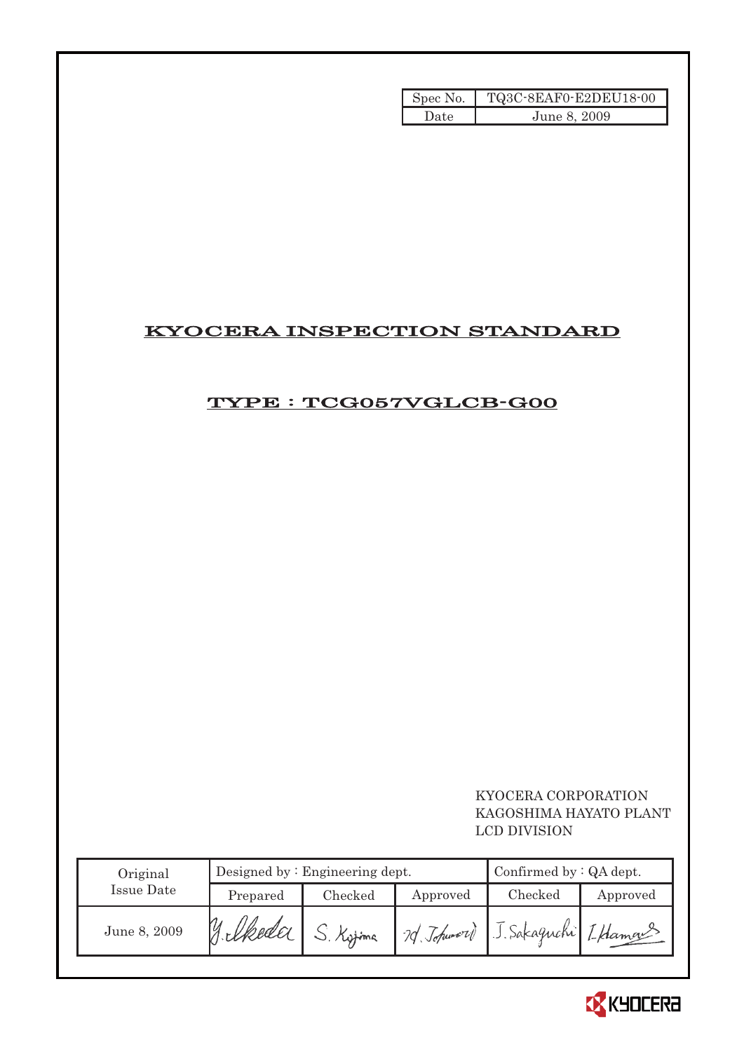| Spec No. | TQ3C-8EAF0-E2DEU18-00 |
| --- | --- |
| Date | June 8, 2009 |

# KYOCERA INSPECTION STANDARD

## TYPE : TCG057VGLCB-G00

KYOCERA CORPORATION
KAGOSHIMA HAYATO PLANT
LCD DIVISION

| Original Issue Date | Designed by : Engineering dept. | | | Confirmed by : QA dept. | |
| --- | --- | --- | --- | --- | --- |
| | Prepared | Checked | Approved | Checked | Approved |
| June 8, 2009 | Y. Ikeda | S. Kojima | H. Tohumori | J. Sakaguchi | I. Hamano |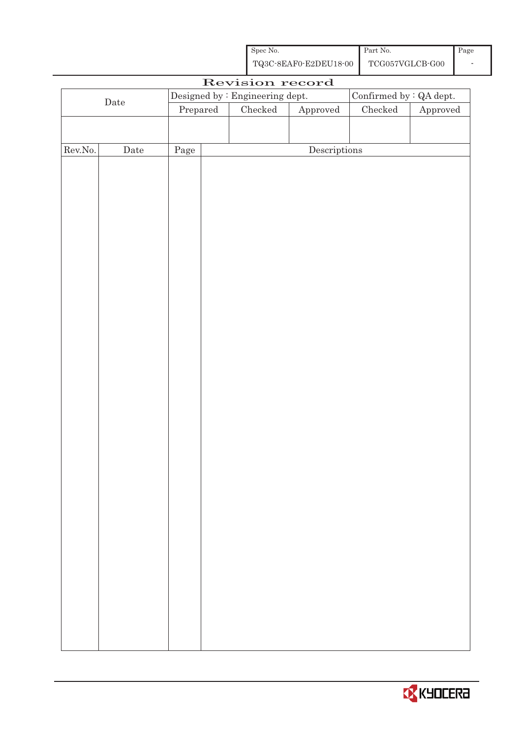| Spec No. | Part No. | Page |
| --- | --- | --- |
| TQ3C-8EAF0-E2DEU18-00 | TCG057VGLCB-G00 | - |

# Revision record

| Date | Designed by : Engineering dept. | | | Confirmed by : QA dept. | |
| --- | --- | --- | --- | --- | --- |
| | Prepared | Checked | Approved | Checked | Approved |
| | | | | | |

| Rev.No. | Date | Page | Descriptions |
| --- | --- | --- | --- |
| | | | |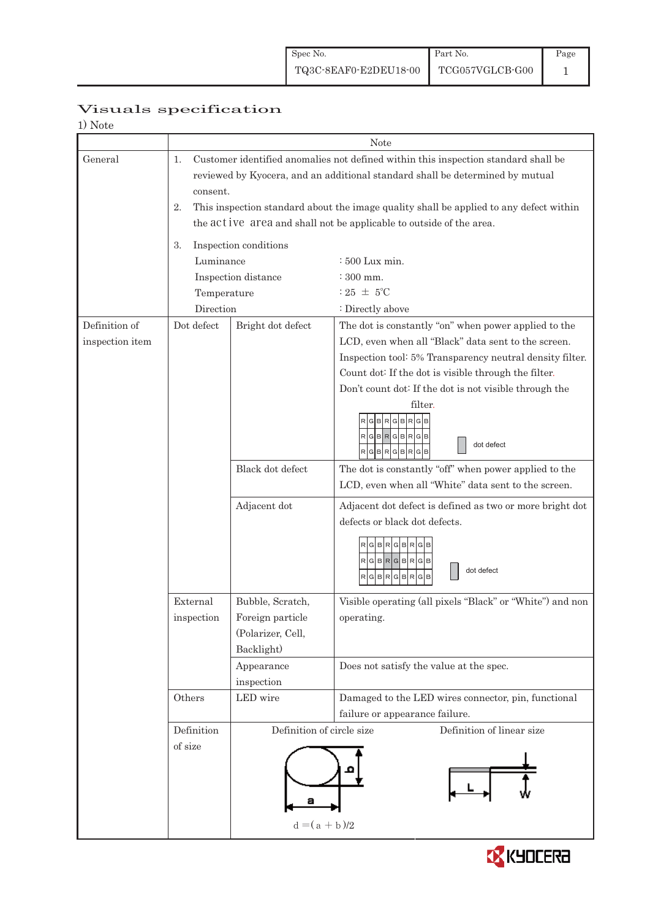| Spec No. | Part No. | Page |
|---|---|---|
| TQ3C-8EAF0-E2DEU18-00 | TCG057VGLCB-G00 | 1 |

# Visuals specification

1) Note

| | Note | | |
|---|---|---|---|
| General | 1. Customer identified anomalies not defined within this inspection standard shall be reviewed by Kyocera, and an additional standard shall be determined by mutual consent.<br>2. This inspection standard about the image quality shall be applied to any defect within the active area and shall not be applicable to outside of the area.<br>3. Inspection conditions<br>Luminance : 500 Lux min.<br>Inspection distance : 300 mm.<br>Temperature : 25 ± 5℃<br>Direction : Directly above | | |
| Definition of inspection item | Dot defect | Bright dot defect | The dot is constantly "on" when power applied to the LCD, even when all "Black" data sent to the screen.<br>Inspection tool: 5% Transparency neutral density filter.<br>Count dot: If the dot is visible through the filter.<br>Don't count dot: If the dot is not visible through the filter.<br>R G B R G B R G B<br>R G B R G B R G B — dot defect<br>R G B R G B R G B |
| | | Black dot defect | The dot is constantly "off" when power applied to the LCD, even when all "White" data sent to the screen. |
| | | Adjacent dot | Adjacent dot defect is defined as two or more bright dot defects or black dot defects.<br>R G B R G B R G B<br>R G B R G B R G B — dot defect<br>R G B R G B R G B |
| | External inspection | Bubble, Scratch, Foreign particle (Polarizer, Cell, Backlight) | Visible operating (all pixels "Black" or "White") and non operating. |
| | | Appearance inspection | Does not satisfy the value at the spec. |
| | Others | LED wire | Damaged to the LED wires connector, pin, functional failure or appearance failure. |
| | Definition of size | Definition of circle size<br>$d = (a + b)/2$ | Definition of linear size<br>L, W |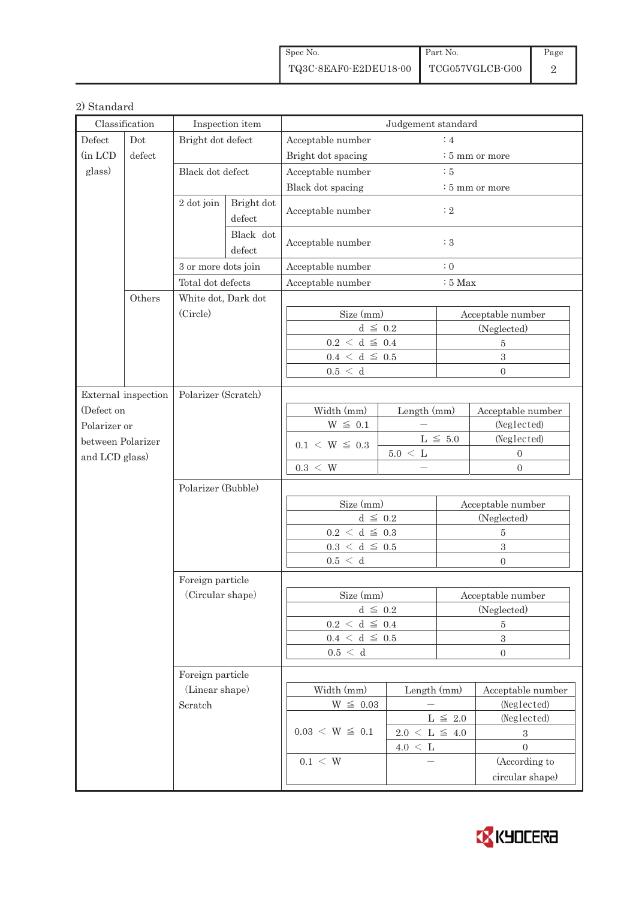2) Standard

| Classification | | Inspection item | | Judgement standard |
|---|---|---|---|---|
| Defect (in LCD glass) | Dot defect | Bright dot defect | | Acceptable number : 4<br>Bright dot spacing : 5 mm or more |
| | | Black dot defect | | Acceptable number : 5<br>Black dot spacing : 5 mm or more |
| | | 2 dot join | Bright dot defect | Acceptable number : 2 |
| | | | Black dot defect | Acceptable number : 3 |
| | | 3 or more dots join | | Acceptable number : 0 |
| | | Total dot defects | | Acceptable number : 5 Max |
| | Others | White dot, Dark dot (Circle) | | see table below |
| External inspection (Defect on Polarizer or between Polarizer and LCD glass) | | Polarizer (Scratch) | | see table below |
| | | Polarizer (Bubble) | | see table below |
| | | Foreign particle (Circular shape) | | see table below |
| | | Foreign particle (Linear shape) Scratch | | see table below |

**White dot, Dark dot (Circle)**

| Size (mm) | Acceptable number |
|---|---|
| $d \leqq 0.2$ | (Neglected) |
| $0.2 < d \leqq 0.4$ | 5 |
| $0.4 < d \leqq 0.5$ | 3 |
| $0.5 < d$ | 0 |

**Polarizer (Scratch)**

| Width (mm) | Length (mm) | Acceptable number |
|---|---|---|
| $W \leqq 0.1$ | — | (Neglected) |
| $0.1 < W \leqq 0.3$ | $L \leqq 5.0$ | (Neglected) |
| | $5.0 < L$ | 0 |
| $0.3 < W$ | — | 0 |

**Polarizer (Bubble)**

| Size (mm) | Acceptable number |
|---|---|
| $d \leqq 0.2$ | (Neglected) |
| $0.2 < d \leqq 0.3$ | 5 |
| $0.3 < d \leqq 0.5$ | 3 |
| $0.5 < d$ | 0 |

**Foreign particle (Circular shape)**

| Size (mm) | Acceptable number |
|---|---|
| $d \leqq 0.2$ | (Neglected) |
| $0.2 < d \leqq 0.4$ | 5 |
| $0.4 < d \leqq 0.5$ | 3 |
| $0.5 < d$ | 0 |

**Foreign particle (Linear shape) Scratch**

| Width (mm) | Length (mm) | Acceptable number |
|---|---|---|
| $W \leqq 0.03$ | — | (Neglected) |
| $0.03 < W \leqq 0.1$ | $L \leqq 2.0$ | (Neglected) |
| | $2.0 < L \leqq 4.0$ | 3 |
| | $4.0 < L$ | 0 |
| $0.1 < W$ | — | (According to circular shape) |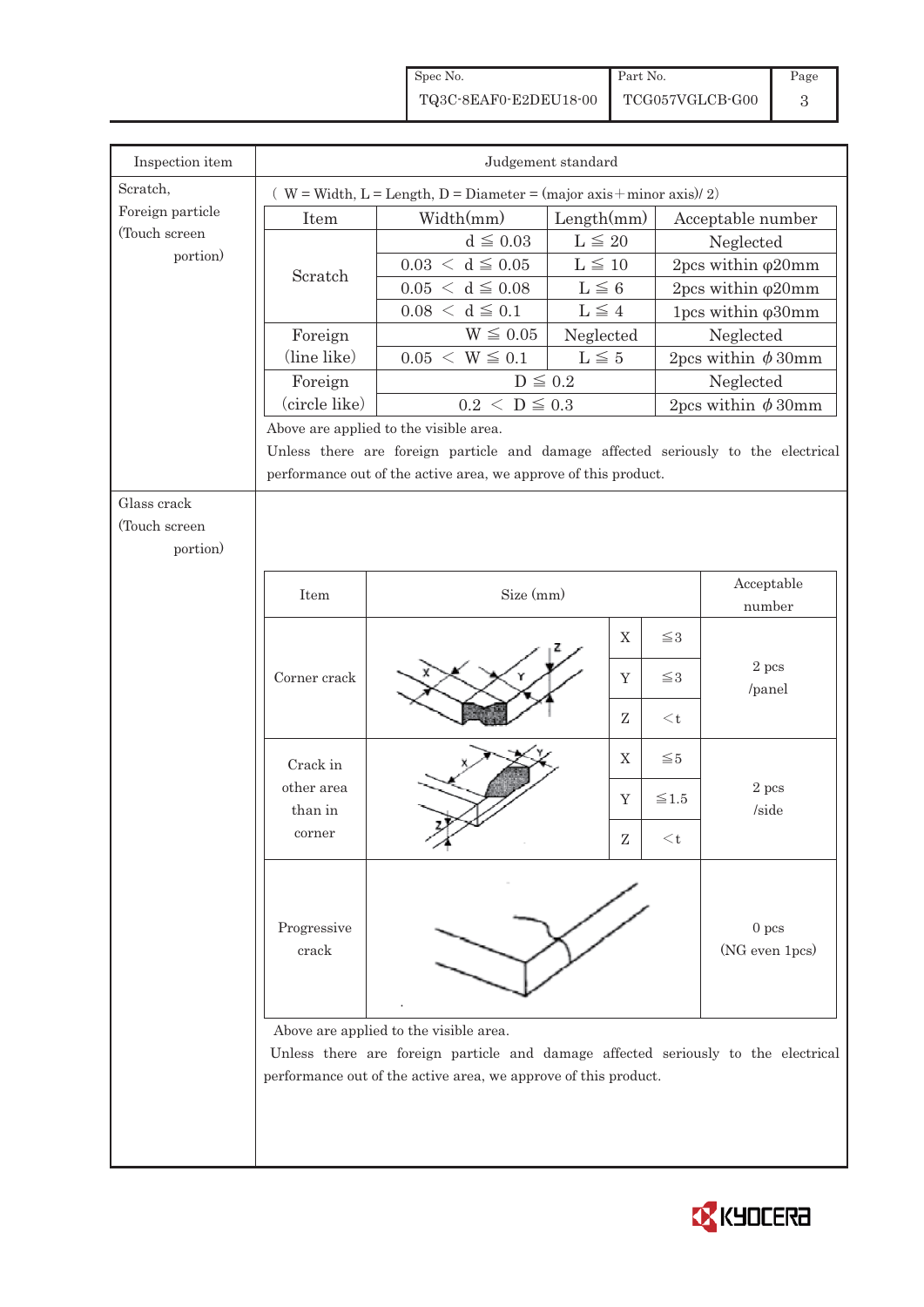| Spec No. | Part No. | Page |
|---|---|---|
| TQ3C-8EAF0-E2DEU18-00 | TCG057VGLCB-G00 | 3 |

| Inspection item | Judgement standard |
|---|---|
| Scratch, Foreign particle (Touch screen portion) | ( W = Width, L = Length, D = Diameter = (major axis + minor axis)/ 2) |

| Item | Width(mm) | Length(mm) | Acceptable number |
|---|---|---|---|
| Scratch | d ≦ 0.03 | L ≦ 20 | Neglected |
| | 0.03 ＜ d ≦ 0.05 | L ≦ 10 | 2pcs within φ20mm |
| | 0.05 ＜ d ≦ 0.08 | L ≦ 6 | 2pcs within φ20mm |
| | 0.08 ＜ d ≦ 0.1 | L ≦ 4 | 1pcs within φ30mm |
| Foreign (line like) | W ≦ 0.05 | Neglected | Neglected |
| | 0.05 ＜ W ≦ 0.1 | L ≦ 5 | 2pcs within ϕ30mm |
| Foreign (circle like) | D ≦ 0.2 | | Neglected |
| | 0.2 ＜ D ≦ 0.3 | | 2pcs within ϕ30mm |

Above are applied to the visible area.

Unless there are foreign particle and damage affected seriously to the electrical performance out of the active area, we approve of this product.

**Glass crack (Touch screen portion)**

| Item | Size (mm) | | | Acceptable number |
|---|---|---|---|---|
| Corner crack | | X | ≦3 | 2 pcs /panel |
| | | Y | ≦3 | |
| | | Z | ＜t | |
| Crack in other area than in corner | | X | ≦5 | 2 pcs /side |
| | | Y | ≦1.5 | |
| | | Z | ＜t | |
| Progressive crack | | | | 0 pcs (NG even 1pcs) |

Above are applied to the visible area.

Unless there are foreign particle and damage affected seriously to the electrical performance out of the active area, we approve of this product.